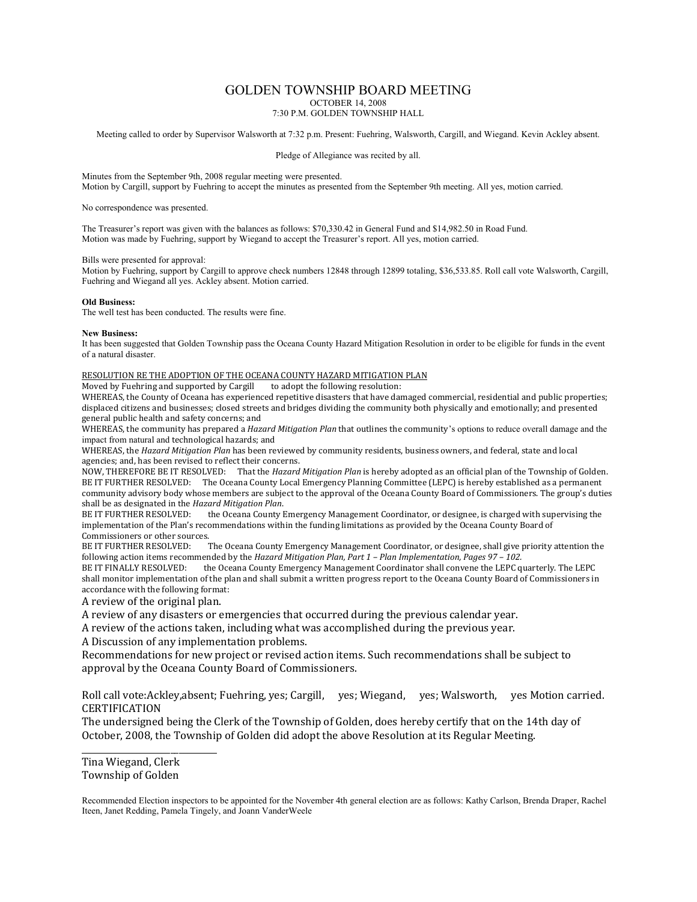# GOLDEN TOWNSHIP BOARD MEETING

OCTOBER 14, 2008

7:30 P.M. GOLDEN TOWNSHIP HALL

Meeting called to order by Supervisor Walsworth at 7:32 p.m. Present: Fuehring, Walsworth, Cargill, and Wiegand. Kevin Ackley absent.

Pledge of Allegiance was recited by all.

Minutes from the September 9th, 2008 regular meeting were presented.
Motion by Cargill, support by Fuehring to accept the minutes as presented from the September 9th meeting. All yes, motion carried.

No correspondence was presented.

The Treasurer's report was given with the balances as follows: $70,330.42 in General Fund and $14,982.50 in Road Fund.
Motion was made by Fuehring, support by Wiegand to accept the Treasurer's report. All yes, motion carried.

Bills were presented for approval:
Motion by Fuehring, support by Cargill to approve check numbers 12848 through 12899 totaling, $36,533.85. Roll call vote Walsworth, Cargill, Fuehring and Wiegand all yes. Ackley absent. Motion carried.

**Old Business:**
The well test has been conducted. The results were fine.

**New Business:**
It has been suggested that Golden Township pass the Oceana County Hazard Mitigation Resolution in order to be eligible for funds in the event of a natural disaster.

RESOLUTION RE THE ADOPTION OF THE OCEANA COUNTY HAZARD MITIGATION PLAN

Moved by Fuehring and supported by Cargill to adopt the following resolution:

WHEREAS, the County of Oceana has experienced repetitive disasters that have damaged commercial, residential and public properties; displaced citizens and businesses; closed streets and bridges dividing the community both physically and emotionally; and presented general public health and safety concerns; and

WHEREAS, the community has prepared a *Hazard Mitigation Plan* that outlines the community's options to reduce overall damage and the impact from natural and technological hazards; and

WHEREAS, the *Hazard Mitigation Plan* has been reviewed by community residents, business owners, and federal, state and local agencies; and, has been revised to reflect their concerns.

NOW, THEREFORE BE IT RESOLVED: That the *Hazard Mitigation Plan* is hereby adopted as an official plan of the Township of Golden.

BE IT FURTHER RESOLVED: The Oceana County Local Emergency Planning Committee (LEPC) is hereby established as a permanent community advisory body whose members are subject to the approval of the Oceana County Board of Commissioners. The group's duties shall be as designated in the *Hazard Mitigation Plan*.

BE IT FURTHER RESOLVED: the Oceana County Emergency Management Coordinator, or designee, is charged with supervising the implementation of the Plan's recommendations within the funding limitations as provided by the Oceana County Board of Commissioners or other sources.

BE IT FURTHER RESOLVED: The Oceana County Emergency Management Coordinator, or designee, shall give priority attention the following action items recommended by the *Hazard Mitigation Plan, Part 1 – Plan Implementation, Pages 97 – 102.*

BE IT FINALLY RESOLVED: the Oceana County Emergency Management Coordinator shall convene the LEPC quarterly. The LEPC shall monitor implementation of the plan and shall submit a written progress report to the Oceana County Board of Commissioners in accordance with the following format:

A review of the original plan.

A review of any disasters or emergencies that occurred during the previous calendar year.

A review of the actions taken, including what was accomplished during the previous year.

A Discussion of any implementation problems.

Recommendations for new project or revised action items. Such recommendations shall be subject to approval by the Oceana County Board of Commissioners.

Roll call vote:Ackley,absent; Fuehring, yes; Cargill, yes; Wiegand, yes; Walsworth, yes Motion carried.

CERTIFICATION

The undersigned being the Clerk of the Township of Golden, does hereby certify that on the 14th day of October, 2008, the Township of Golden did adopt the above Resolution at its Regular Meeting.

\_\_\_\_\_\_\_\_\_\_\_\_\_\_\_\_\_\_\_\_\_\_\_\_\_\_\_\_

Tina Wiegand, Clerk
Township of Golden

Recommended Election inspectors to be appointed for the November 4th general election are as follows: Kathy Carlson, Brenda Draper, Rachel Iteen, Janet Redding, Pamela Tingely, and Joann VanderWeele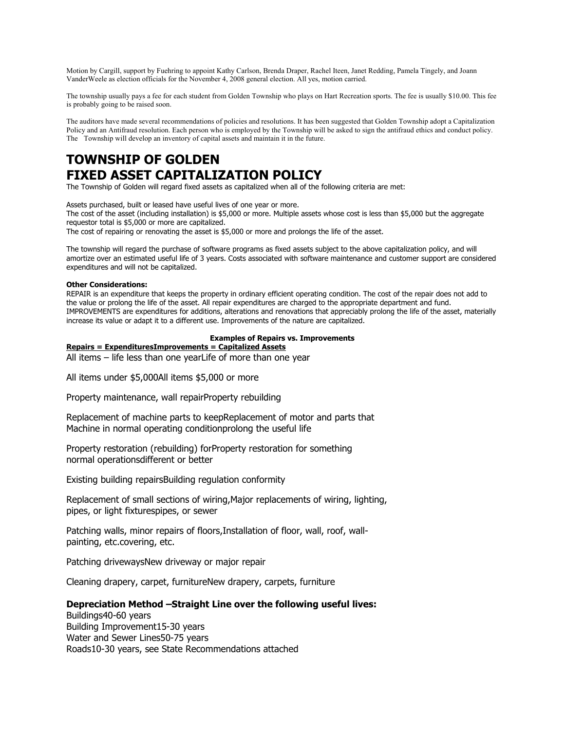Motion by Cargill, support by Fuehring to appoint Kathy Carlson, Brenda Draper, Rachel Iteen, Janet Redding, Pamela Tingely, and Joann VanderWeele as election officials for the November 4, 2008 general election. All yes, motion carried.

The township usually pays a fee for each student from Golden Township who plays on Hart Recreation sports. The fee is usually $10.00. This fee is probably going to be raised soon.

The auditors have made several recommendations of policies and resolutions. It has been suggested that Golden Township adopt a Capitalization Policy and an Antifraud resolution. Each person who is employed by the Township will be asked to sign the antifraud ethics and conduct policy. The Township will develop an inventory of capital assets and maintain it in the future.

# TOWNSHIP OF GOLDEN
# FIXED ASSET CAPITALIZATION POLICY

The Township of Golden will regard fixed assets as capitalized when all of the following criteria are met:

Assets purchased, built or leased have useful lives of one year or more.
The cost of the asset (including installation) is $5,000 or more. Multiple assets whose cost is less than $5,000 but the aggregate requestor total is $5,000 or more are capitalized.
The cost of repairing or renovating the asset is $5,000 or more and prolongs the life of the asset.

The township will regard the purchase of software programs as fixed assets subject to the above capitalization policy, and will amortize over an estimated useful life of 3 years. Costs associated with software maintenance and customer support are considered expenditures and will not be capitalized.

**Other Considerations:**
REPAIR is an expenditure that keeps the property in ordinary efficient operating condition. The cost of the repair does not add to the value or prolong the life of the asset. All repair expenditures are charged to the appropriate department and fund.
IMPROVEMENTS are expenditures for additions, alterations and renovations that appreciably prolong the life of the asset, materially increase its value or adapt it to a different use. Improvements of the nature are capitalized.

**Examples of Repairs vs. Improvements**

| Repairs = Expenditures | Improvements = Capitalized Assets |
| --- | --- |
| All items – life less than one year | Life of more than one year |
| All items under $5,000 | All items $5,000 or more |
| Property maintenance, wall repair | Property rebuilding |
| Replacement of machine parts to keep Machine in normal operating condition | Replacement of motor and parts that prolong the useful life |
| Property restoration (rebuilding) for normal operations | Property restoration for something different or better |
| Existing building repairs | Building regulation conformity |
| Replacement of small sections of wiring, pipes, or light fixtures | Major replacements of wiring, lighting, pipes, or sewer |
| Patching walls, minor repairs of floors, painting, etc. | Installation of floor, wall, roof, wall-covering, etc. |
| Patching driveways | New driveway or major repair |
| Cleaning drapery, carpet, furniture | New drapery, carpets, furniture |

**Depreciation Method –Straight Line over the following useful lives:**

| | |
| --- | --- |
| Buildings | 40-60 years |
| Building Improvement | 15-30 years |
| Water and Sewer Lines | 50-75 years |
| Roads | 10-30 years, see State Recommendations attached |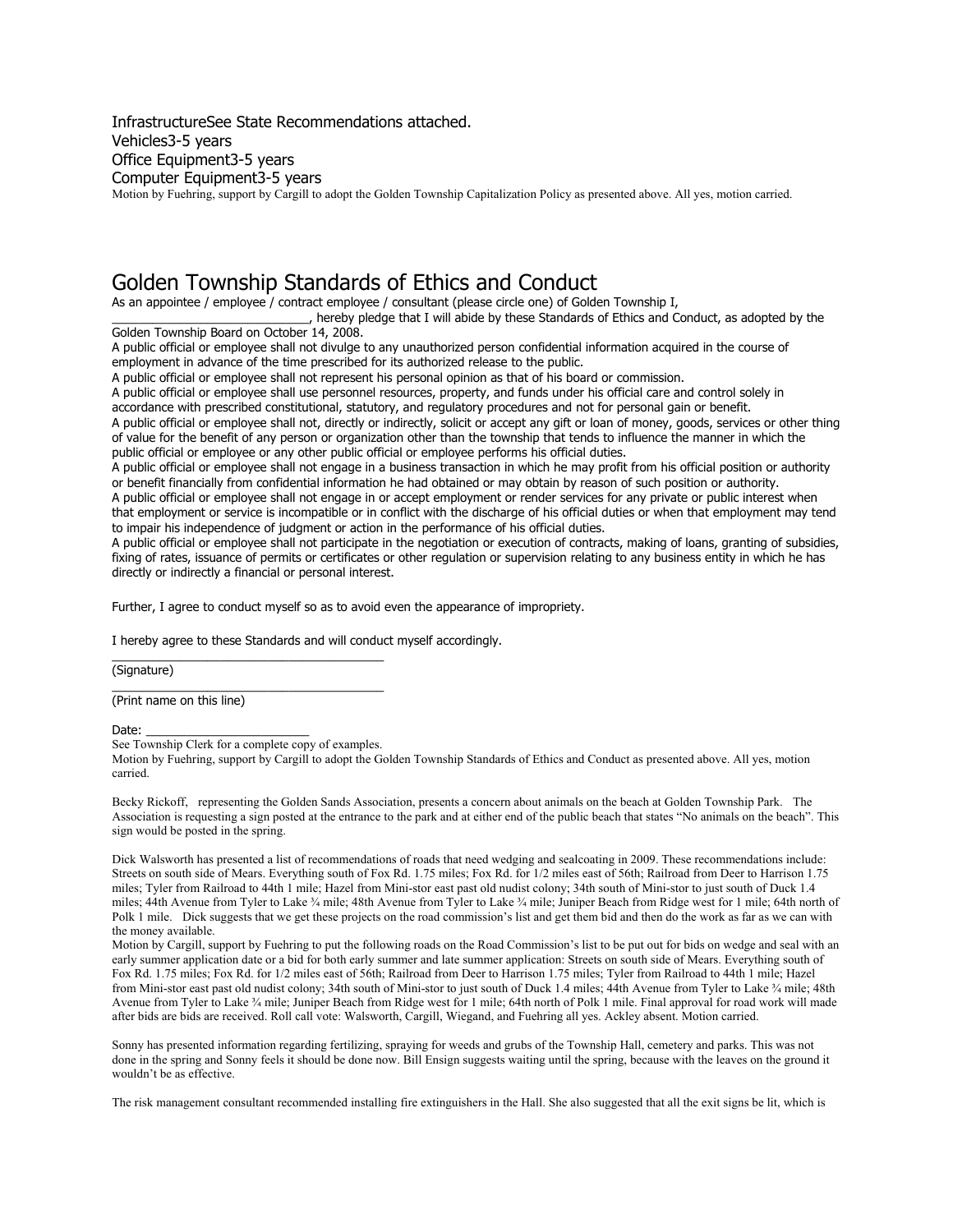InfrastructureSee State Recommendations attached.
Vehicles3-5 years
Office Equipment3-5 years
Computer Equipment3-5 years

Motion by Fuehring, support by Cargill to adopt the Golden Township Capitalization Policy as presented above. All yes, motion carried.

# Golden Township Standards of Ethics and Conduct

As an appointee / employee / contract employee / consultant (please circle one) of Golden Township I, ______________________________, hereby pledge that I will abide by these Standards of Ethics and Conduct, as adopted by the Golden Township Board on October 14, 2008.

A public official or employee shall not divulge to any unauthorized person confidential information acquired in the course of employment in advance of the time prescribed for its authorized release to the public.

A public official or employee shall not represent his personal opinion as that of his board or commission.

A public official or employee shall use personnel resources, property, and funds under his official care and control solely in accordance with prescribed constitutional, statutory, and regulatory procedures and not for personal gain or benefit.

A public official or employee shall not, directly or indirectly, solicit or accept any gift or loan of money, goods, services or other thing of value for the benefit of any person or organization other than the township that tends to influence the manner in which the public official or employee or any other public official or employee performs his official duties.

A public official or employee shall not engage in a business transaction in which he may profit from his official position or authority or benefit financially from confidential information he had obtained or may obtain by reason of such position or authority.

A public official or employee shall not engage in or accept employment or render services for any private or public interest when that employment or service is incompatible or in conflict with the discharge of his official duties or when that employment may tend to impair his independence of judgment or action in the performance of his official duties.

A public official or employee shall not participate in the negotiation or execution of contracts, making of loans, granting of subsidies, fixing of rates, issuance of permits or certificates or other regulation or supervision relating to any business entity in which he has directly or indirectly a financial or personal interest.

Further, I agree to conduct myself so as to avoid even the appearance of impropriety.

I hereby agree to these Standards and will conduct myself accordingly.

________________________________________
(Signature)

________________________________________
(Print name on this line)

Date: ________________________

See Township Clerk for a complete copy of examples.

Motion by Fuehring, support by Cargill to adopt the Golden Township Standards of Ethics and Conduct as presented above. All yes, motion carried.

Becky Rickoff, representing the Golden Sands Association, presents a concern about animals on the beach at Golden Township Park. The Association is requesting a sign posted at the entrance to the park and at either end of the public beach that states "No animals on the beach". This sign would be posted in the spring.

Dick Walsworth has presented a list of recommendations of roads that need wedging and sealcoating in 2009. These recommendations include: Streets on south side of Mears. Everything south of Fox Rd. 1.75 miles; Fox Rd. for 1/2 miles east of 56th; Railroad from Deer to Harrison 1.75 miles; Tyler from Railroad to 44th 1 mile; Hazel from Mini-stor east past old nudist colony; 34th south of Mini-stor to just south of Duck 1.4 miles; 44th Avenue from Tyler to Lake ¾ mile; 48th Avenue from Tyler to Lake ¾ mile; Juniper Beach from Ridge west for 1 mile; 64th north of Polk 1 mile. Dick suggests that we get these projects on the road commission's list and get them bid and then do the work as far as we can with the money available.

Motion by Cargill, support by Fuehring to put the following roads on the Road Commission's list to be put out for bids on wedge and seal with an early summer application date or a bid for both early summer and late summer application: Streets on south side of Mears. Everything south of Fox Rd. 1.75 miles; Fox Rd. for 1/2 miles east of 56th; Railroad from Deer to Harrison 1.75 miles; Tyler from Railroad to 44th 1 mile; Hazel from Mini-stor east past old nudist colony; 34th south of Mini-stor to just south of Duck 1.4 miles; 44th Avenue from Tyler to Lake ¾ mile; 48th Avenue from Tyler to Lake ¾ mile; Juniper Beach from Ridge west for 1 mile; 64th north of Polk 1 mile. Final approval for road work will made after bids are bids are received. Roll call vote: Walsworth, Cargill, Wiegand, and Fuehring all yes. Ackley absent. Motion carried.

Sonny has presented information regarding fertilizing, spraying for weeds and grubs of the Township Hall, cemetery and parks. This was not done in the spring and Sonny feels it should be done now. Bill Ensign suggests waiting until the spring, because with the leaves on the ground it wouldn't be as effective.

The risk management consultant recommended installing fire extinguishers in the Hall. She also suggested that all the exit signs be lit, which is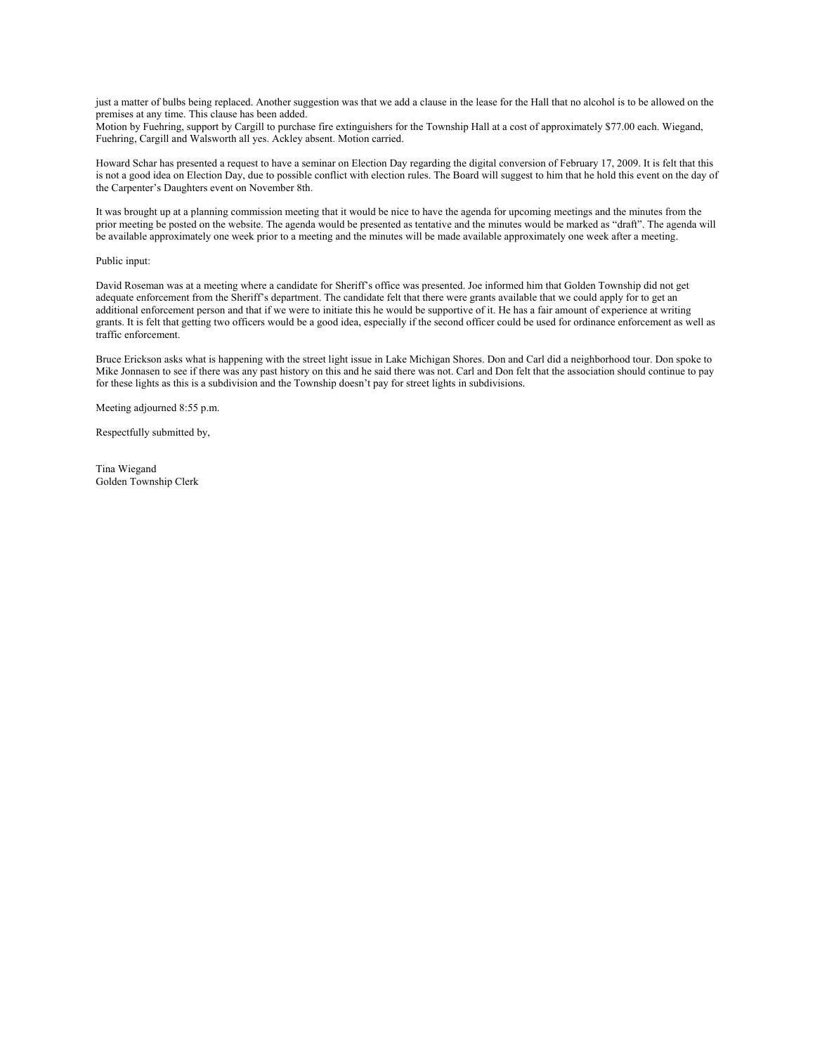just a matter of bulbs being replaced. Another suggestion was that we add a clause in the lease for the Hall that no alcohol is to be allowed on the premises at any time. This clause has been added.
Motion by Fuehring, support by Cargill to purchase fire extinguishers for the Township Hall at a cost of approximately $77.00 each. Wiegand, Fuehring, Cargill and Walsworth all yes. Ackley absent. Motion carried.

Howard Schar has presented a request to have a seminar on Election Day regarding the digital conversion of February 17, 2009. It is felt that this is not a good idea on Election Day, due to possible conflict with election rules. The Board will suggest to him that he hold this event on the day of the Carpenter's Daughters event on November 8th.

It was brought up at a planning commission meeting that it would be nice to have the agenda for upcoming meetings and the minutes from the prior meeting be posted on the website. The agenda would be presented as tentative and the minutes would be marked as "draft". The agenda will be available approximately one week prior to a meeting and the minutes will be made available approximately one week after a meeting.

Public input:

David Roseman was at a meeting where a candidate for Sheriff's office was presented. Joe informed him that Golden Township did not get adequate enforcement from the Sheriff's department. The candidate felt that there were grants available that we could apply for to get an additional enforcement person and that if we were to initiate this he would be supportive of it. He has a fair amount of experience at writing grants. It is felt that getting two officers would be a good idea, especially if the second officer could be used for ordinance enforcement as well as traffic enforcement.

Bruce Erickson asks what is happening with the street light issue in Lake Michigan Shores. Don and Carl did a neighborhood tour. Don spoke to Mike Jonnasen to see if there was any past history on this and he said there was not. Carl and Don felt that the association should continue to pay for these lights as this is a subdivision and the Township doesn't pay for street lights in subdivisions.

Meeting adjourned 8:55 p.m.

Respectfully submitted by,

Tina Wiegand
Golden Township Clerk